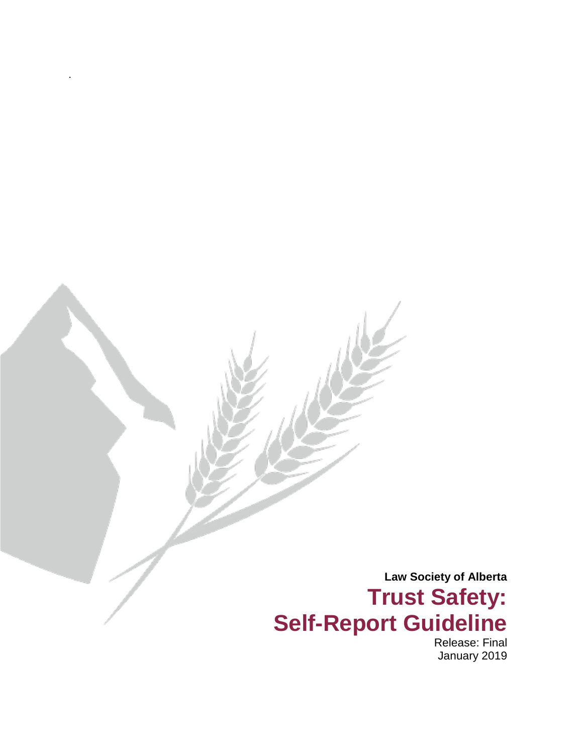**Law Society of Alberta**

# Trust Safety: Self-Report Guideline

Release: Final

January 2019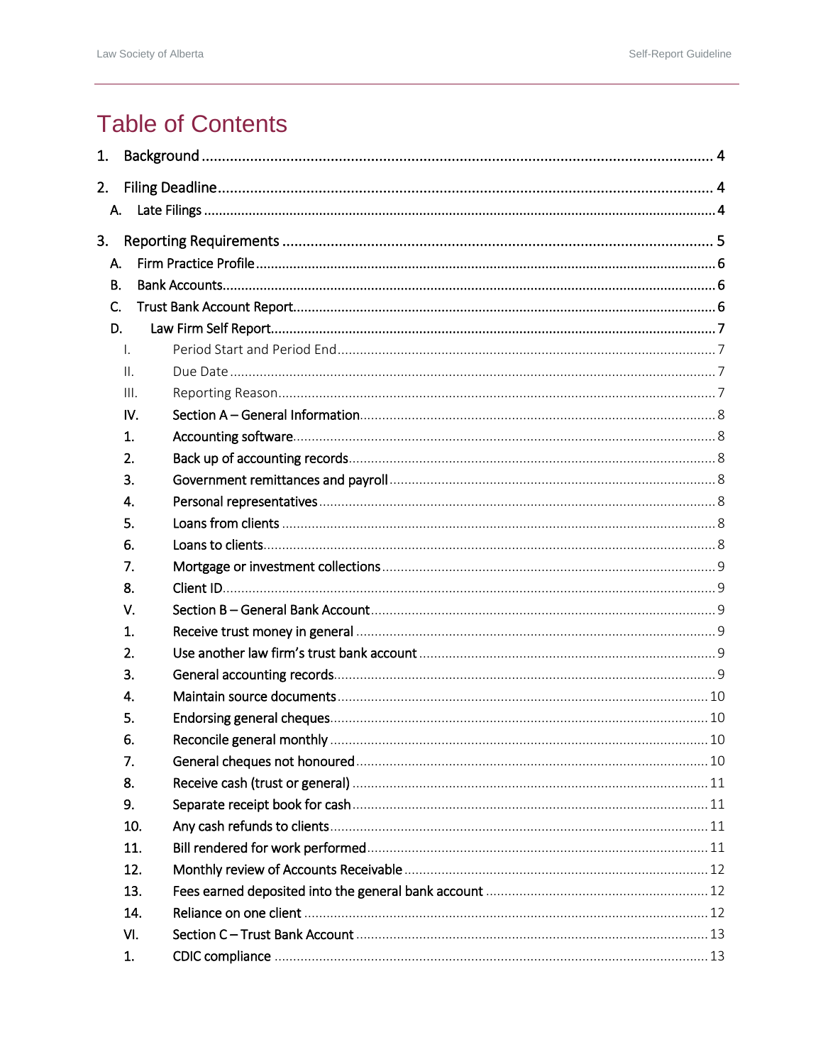# Table of Contents

1. Background ..... 4
2. Filing Deadline ..... 4
   - A. Late Filings ..... 4
3. Reporting Requirements ..... 5
   - A. Firm Practice Profile ..... 6
   - B. Bank Accounts ..... 6
   - C. Trust Bank Account Report ..... 6
   - D. Law Firm Self Report ..... 7
     - I. Period Start and Period End ..... 7
     - II. Due Date ..... 7
     - III. Reporting Reason ..... 7
     - IV. Section A – General Information ..... 8
       1. Accounting software ..... 8
       2. Back up of accounting records ..... 8
       3. Government remittances and payroll ..... 8
       4. Personal representatives ..... 8
       5. Loans from clients ..... 8
       6. Loans to clients ..... 8
       7. Mortgage or investment collections ..... 9
       8. Client ID ..... 9
     - V. Section B – General Bank Account ..... 9
       1. Receive trust money in general ..... 9
       2. Use another law firm's trust bank account ..... 9
       3. General accounting records ..... 9
       4. Maintain source documents ..... 10
       5. Endorsing general cheques ..... 10
       6. Reconcile general monthly ..... 10
       7. General cheques not honoured ..... 10
       8. Receive cash (trust or general) ..... 11
       9. Separate receipt book for cash ..... 11
       10. Any cash refunds to clients ..... 11
       11. Bill rendered for work performed ..... 11
       12. Monthly review of Accounts Receivable ..... 12
       13. Fees earned deposited into the general bank account ..... 12
       14. Reliance on one client ..... 12
     - VI. Section C – Trust Bank Account ..... 13
       1. CDIC compliance ..... 13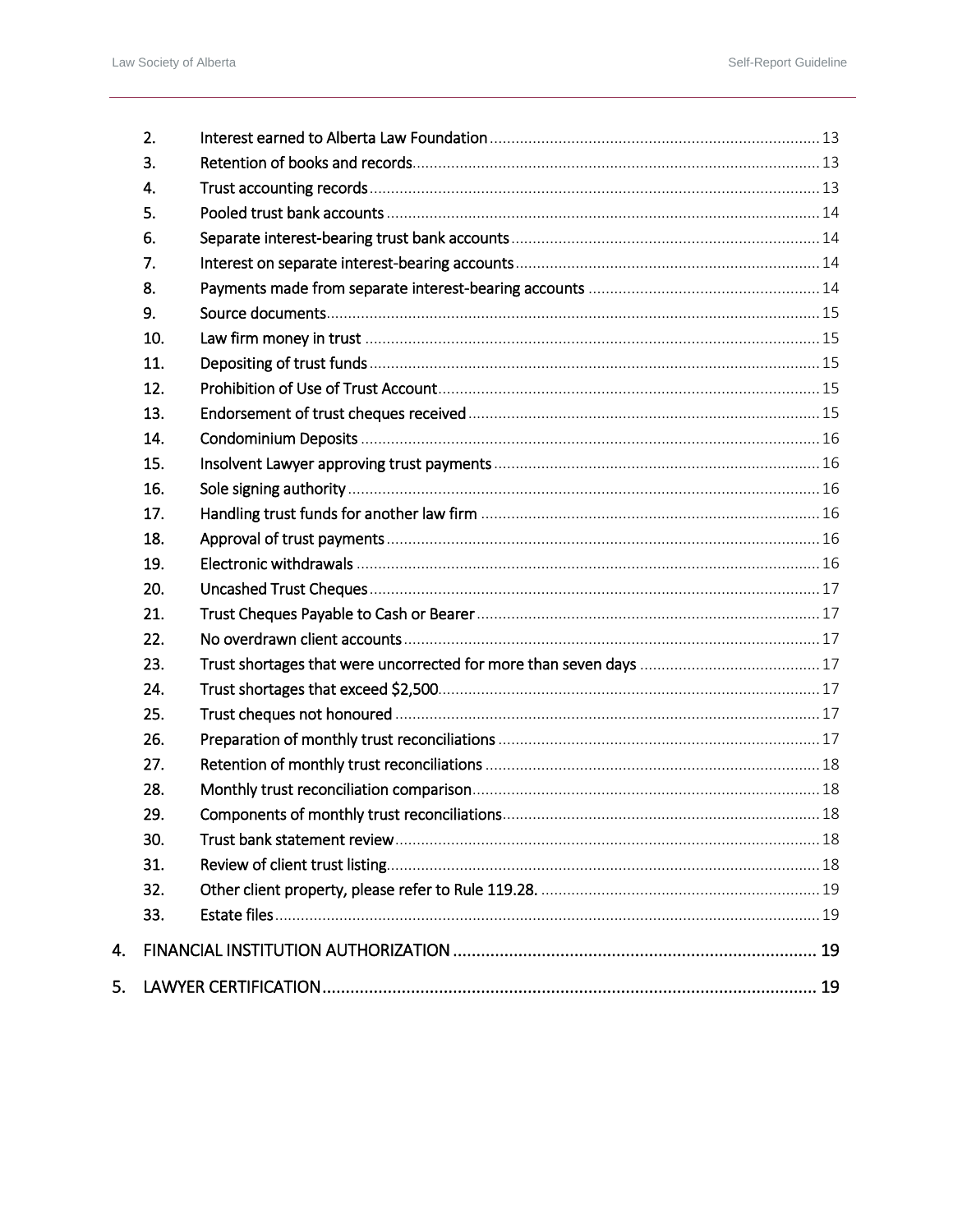2. Interest earned to Alberta Law Foundation ..... 13
3. Retention of books and records ..... 13
4. Trust accounting records ..... 13
5. Pooled trust bank accounts ..... 14
6. Separate interest-bearing trust bank accounts ..... 14
7. Interest on separate interest-bearing accounts ..... 14
8. Payments made from separate interest-bearing accounts ..... 14
9. Source documents ..... 15
10. Law firm money in trust ..... 15
11. Depositing of trust funds ..... 15
12. Prohibition of Use of Trust Account ..... 15
13. Endorsement of trust cheques received ..... 15
14. Condominium Deposits ..... 16
15. Insolvent Lawyer approving trust payments ..... 16
16. Sole signing authority ..... 16
17. Handling trust funds for another law firm ..... 16
18. Approval of trust payments ..... 16
19. Electronic withdrawals ..... 16
20. Uncashed Trust Cheques ..... 17
21. Trust Cheques Payable to Cash or Bearer ..... 17
22. No overdrawn client accounts ..... 17
23. Trust shortages that were uncorrected for more than seven days ..... 17
24. Trust shortages that exceed $2,500 ..... 17
25. Trust cheques not honoured ..... 17
26. Preparation of monthly trust reconciliations ..... 17
27. Retention of monthly trust reconciliations ..... 18
28. Monthly trust reconciliation comparison ..... 18
29. Components of monthly trust reconciliations ..... 18
30. Trust bank statement review ..... 18
31. Review of client trust listing ..... 18
32. Other client property, please refer to Rule 119.28. ..... 19
33. Estate files ..... 19

4. FINANCIAL INSTITUTION AUTHORIZATION ..... 19

5. LAWYER CERTIFICATION ..... 19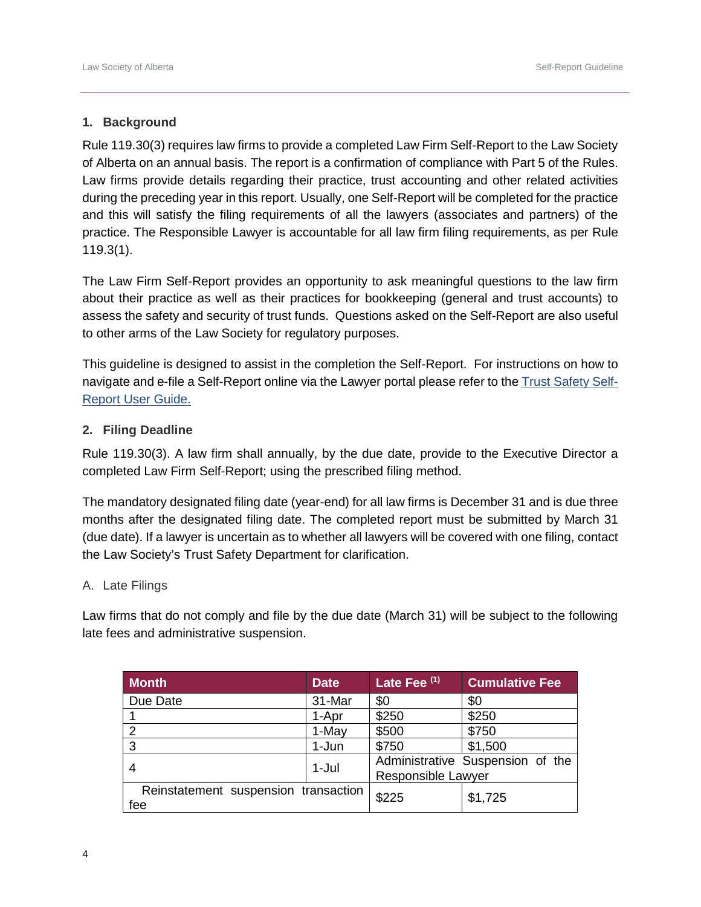## 1. Background

Rule 119.30(3) requires law firms to provide a completed Law Firm Self-Report to the Law Society of Alberta on an annual basis. The report is a confirmation of compliance with Part 5 of the Rules. Law firms provide details regarding their practice, trust accounting and other related activities during the preceding year in this report. Usually, one Self-Report will be completed for the practice and this will satisfy the filing requirements of all the lawyers (associates and partners) of the practice. The Responsible Lawyer is accountable for all law firm filing requirements, as per Rule 119.3(1).

The Law Firm Self-Report provides an opportunity to ask meaningful questions to the law firm about their practice as well as their practices for bookkeeping (general and trust accounts) to assess the safety and security of trust funds. Questions asked on the Self-Report are also useful to other arms of the Law Society for regulatory purposes.

This guideline is designed to assist in the completion the Self-Report. For instructions on how to navigate and e-file a Self-Report online via the Lawyer portal please refer to the Trust Safety Self-Report User Guide.

## 2. Filing Deadline

Rule 119.30(3). A law firm shall annually, by the due date, provide to the Executive Director a completed Law Firm Self-Report; using the prescribed filing method.

The mandatory designated filing date (year-end) for all law firms is December 31 and is due three months after the designated filing date. The completed report must be submitted by March 31 (due date). If a lawyer is uncertain as to whether all lawyers will be covered with one filing, contact the Law Society's Trust Safety Department for clarification.

### A. Late Filings

Law firms that do not comply and file by the due date (March 31) will be subject to the following late fees and administrative suspension.

| Month | Date | Late Fee [(1)] | Cumulative Fee |
|---|---|---|---|
| Due Date | 31-Mar | $0 | $0 |
| 1 | 1-Apr | $250 | $250 |
| 2 | 1-May | $500 | $750 |
| 3 | 1-Jun | $750 | $1,500 |
| 4 | 1-Jul | Administrative Suspension of the Responsible Lawyer | |
| Reinstatement suspension transaction fee | | $225 | $1,725 |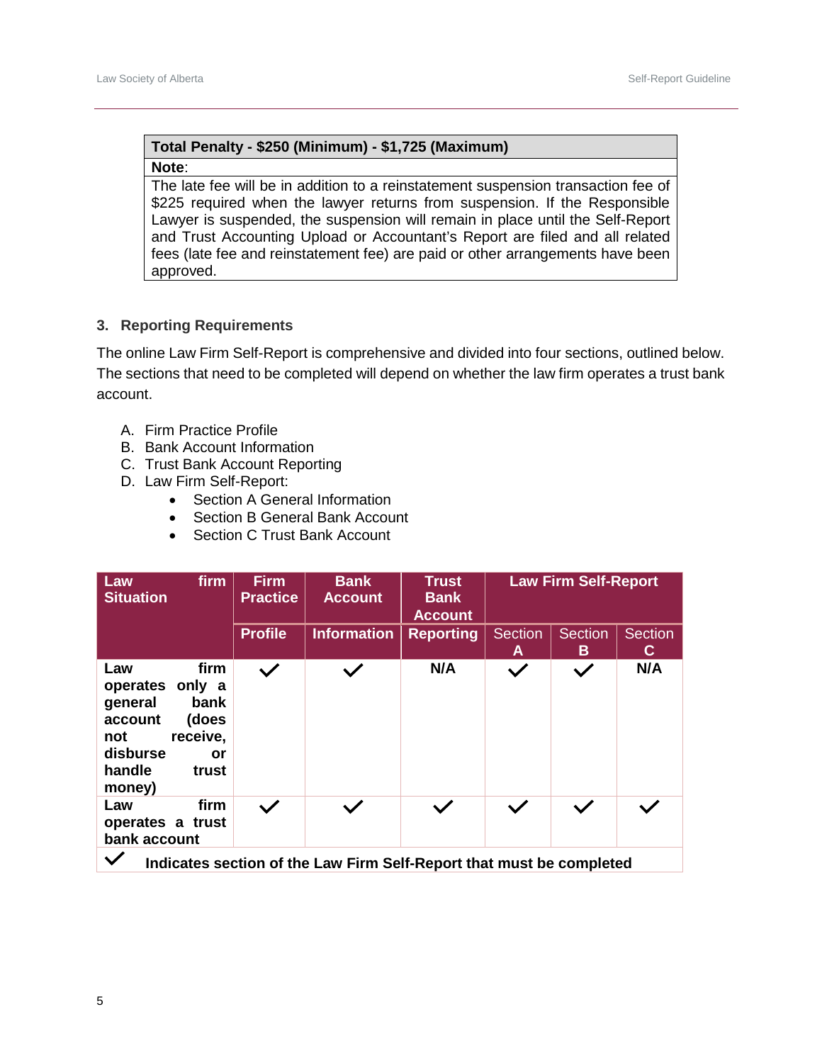| **Total Penalty - $250 (Minimum) - $1,725 (Maximum)** |
|---|
| **Note**: |
| The late fee will be in addition to a reinstatement suspension transaction fee of $225 required when the lawyer returns from suspension. If the Responsible Lawyer is suspended, the suspension will remain in place until the Self-Report and Trust Accounting Upload or Accountant's Report are filed and all related fees (late fee and reinstatement fee) are paid or other arrangements have been approved. |

### 3. Reporting Requirements

The online Law Firm Self-Report is comprehensive and divided into four sections, outlined below. The sections that need to be completed will depend on whether the law firm operates a trust bank account.

A. Firm Practice Profile
B. Bank Account Information
C. Trust Bank Account Reporting
D. Law Firm Self-Report:
   - Section A General Information
   - Section B General Bank Account
   - Section C Trust Bank Account

| Law firm Situation | Firm Practice | Bank Account | Trust Bank Account | Law Firm Self-Report | | |
|---|---|---|---|---|---|---|
| | Profile | Information | Reporting | Section A | Section B | Section C |
| **Law firm operates only a general bank account (does not receive, disburse or handle trust money)** | ✓ | ✓ | **N/A** | ✓ | ✓ | **N/A** |
| **Law firm operates a trust bank account** | ✓ | ✓ | ✓ | ✓ | ✓ | ✓ |

✓ **Indicates section of the Law Firm Self-Report that must be completed**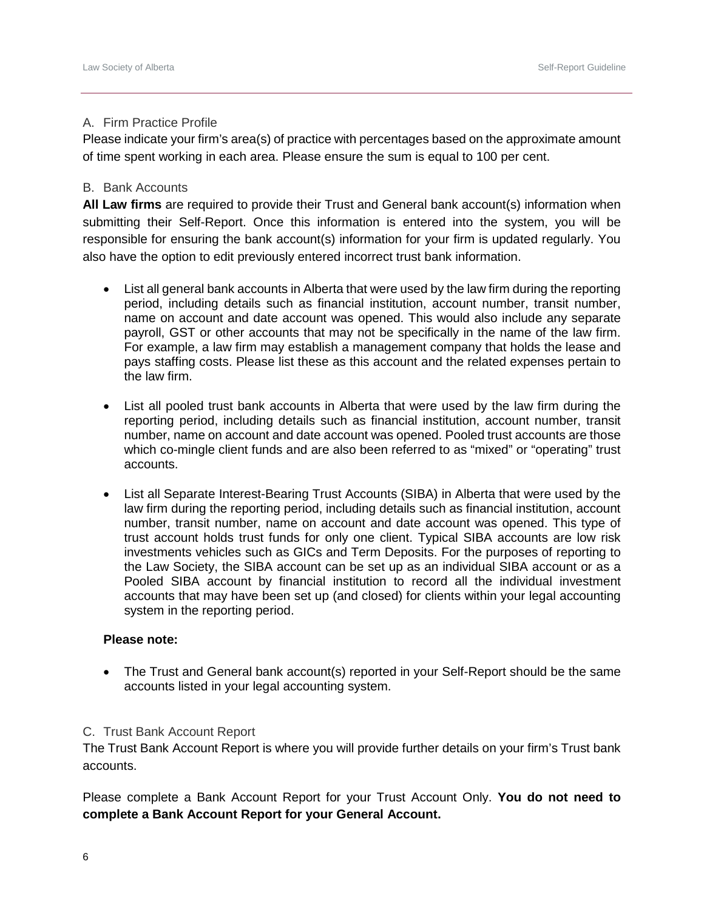## A. Firm Practice Profile

Please indicate your firm's area(s) of practice with percentages based on the approximate amount of time spent working in each area. Please ensure the sum is equal to 100 per cent.

## B. Bank Accounts

**All Law firms** are required to provide their Trust and General bank account(s) information when submitting their Self-Report. Once this information is entered into the system, you will be responsible for ensuring the bank account(s) information for your firm is updated regularly. You also have the option to edit previously entered incorrect trust bank information.

- List all general bank accounts in Alberta that were used by the law firm during the reporting period, including details such as financial institution, account number, transit number, name on account and date account was opened. This would also include any separate payroll, GST or other accounts that may not be specifically in the name of the law firm. For example, a law firm may establish a management company that holds the lease and pays staffing costs. Please list these as this account and the related expenses pertain to the law firm.

- List all pooled trust bank accounts in Alberta that were used by the law firm during the reporting period, including details such as financial institution, account number, transit number, name on account and date account was opened. Pooled trust accounts are those which co-mingle client funds and are also been referred to as "mixed" or "operating" trust accounts.

- List all Separate Interest-Bearing Trust Accounts (SIBA) in Alberta that were used by the law firm during the reporting period, including details such as financial institution, account number, transit number, name on account and date account was opened. This type of trust account holds trust funds for only one client. Typical SIBA accounts are low risk investments vehicles such as GICs and Term Deposits. For the purposes of reporting to the Law Society, the SIBA account can be set up as an individual SIBA account or as a Pooled SIBA account by financial institution to record all the individual investment accounts that may have been set up (and closed) for clients within your legal accounting system in the reporting period.

**Please note:**

- The Trust and General bank account(s) reported in your Self-Report should be the same accounts listed in your legal accounting system.

## C. Trust Bank Account Report

The Trust Bank Account Report is where you will provide further details on your firm's Trust bank accounts.

Please complete a Bank Account Report for your Trust Account Only. **You do not need to complete a Bank Account Report for your General Account.**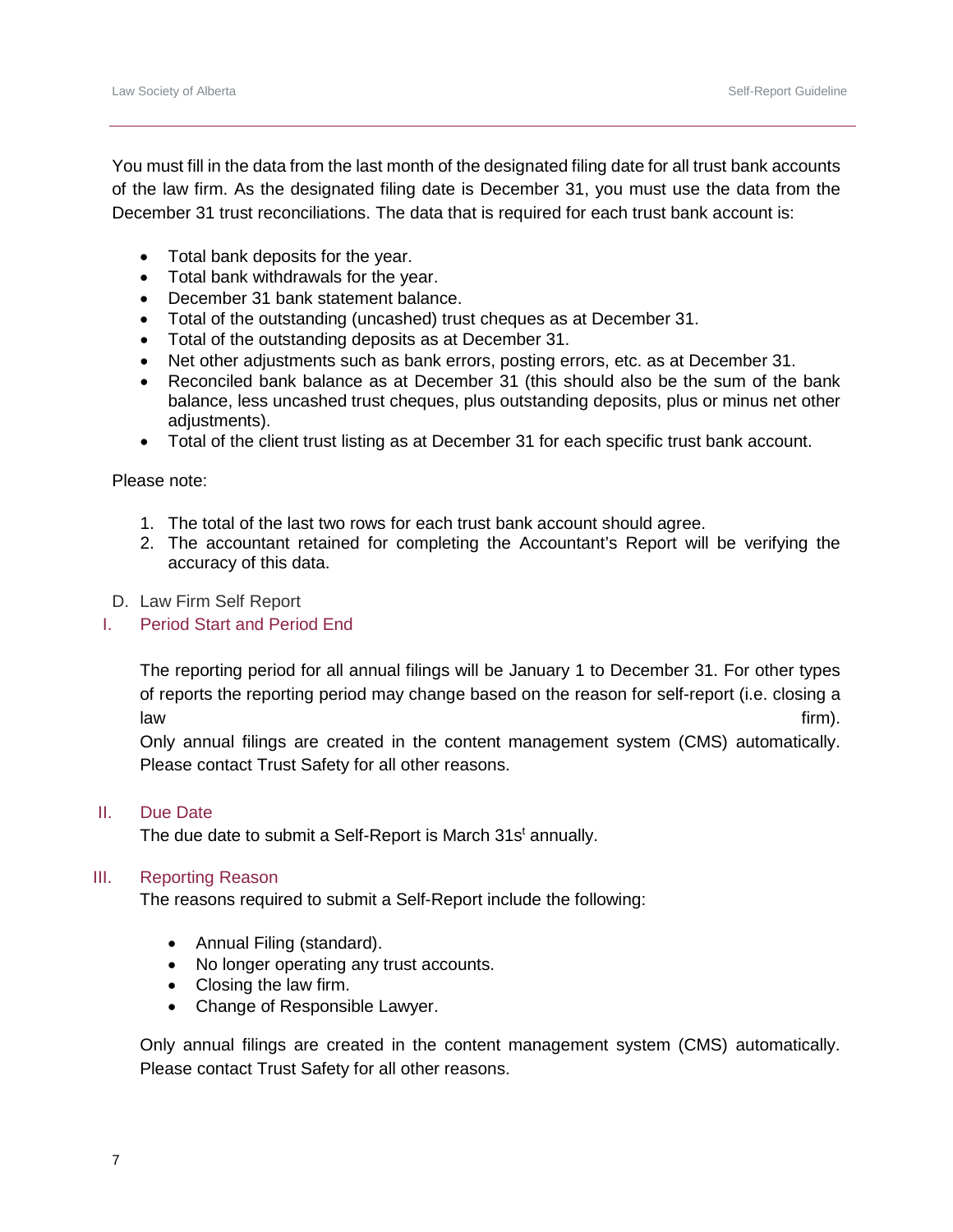You must fill in the data from the last month of the designated filing date for all trust bank accounts of the law firm. As the designated filing date is December 31, you must use the data from the December 31 trust reconciliations. The data that is required for each trust bank account is:

- Total bank deposits for the year.
- Total bank withdrawals for the year.
- December 31 bank statement balance.
- Total of the outstanding (uncashed) trust cheques as at December 31.
- Total of the outstanding deposits as at December 31.
- Net other adjustments such as bank errors, posting errors, etc. as at December 31.
- Reconciled bank balance as at December 31 (this should also be the sum of the bank balance, less uncashed trust cheques, plus outstanding deposits, plus or minus net other adjustments).
- Total of the client trust listing as at December 31 for each specific trust bank account.

Please note:

1. The total of the last two rows for each trust bank account should agree.
2. The accountant retained for completing the Accountant's Report will be verifying the accuracy of this data.

## D. Law Firm Self Report

### I. Period Start and Period End

The reporting period for all annual filings will be January 1 to December 31. For other types of reports the reporting period may change based on the reason for self-report (i.e. closing a law firm).
Only annual filings are created in the content management system (CMS) automatically. Please contact Trust Safety for all other reasons.

### II. Due Date

The due date to submit a Self-Report is March 31st annually.

### III. Reporting Reason

The reasons required to submit a Self-Report include the following:

- Annual Filing (standard).
- No longer operating any trust accounts.
- Closing the law firm.
- Change of Responsible Lawyer.

Only annual filings are created in the content management system (CMS) automatically. Please contact Trust Safety for all other reasons.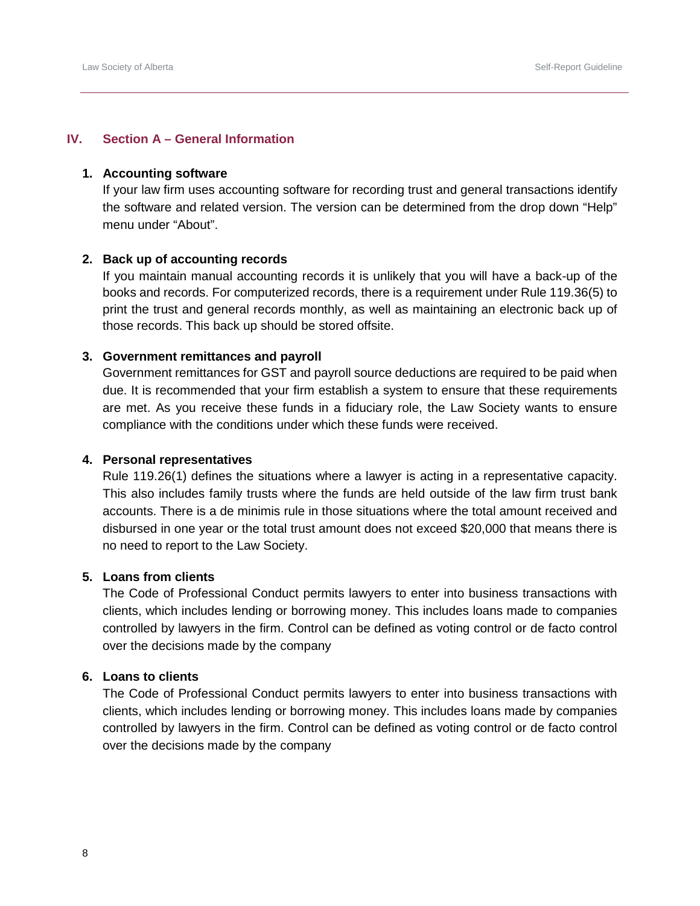## IV. Section A – General Information

1. **Accounting software**
   If your law firm uses accounting software for recording trust and general transactions identify the software and related version. The version can be determined from the drop down "Help" menu under "About".

2. **Back up of accounting records**
   If you maintain manual accounting records it is unlikely that you will have a back-up of the books and records. For computerized records, there is a requirement under Rule 119.36(5) to print the trust and general records monthly, as well as maintaining an electronic back up of those records. This back up should be stored offsite.

3. **Government remittances and payroll**
   Government remittances for GST and payroll source deductions are required to be paid when due. It is recommended that your firm establish a system to ensure that these requirements are met. As you receive these funds in a fiduciary role, the Law Society wants to ensure compliance with the conditions under which these funds were received.

4. **Personal representatives**
   Rule 119.26(1) defines the situations where a lawyer is acting in a representative capacity. This also includes family trusts where the funds are held outside of the law firm trust bank accounts. There is a de minimis rule in those situations where the total amount received and disbursed in one year or the total trust amount does not exceed $20,000 that means there is no need to report to the Law Society.

5. **Loans from clients**
   The Code of Professional Conduct permits lawyers to enter into business transactions with clients, which includes lending or borrowing money. This includes loans made to companies controlled by lawyers in the firm. Control can be defined as voting control or de facto control over the decisions made by the company

6. **Loans to clients**
   The Code of Professional Conduct permits lawyers to enter into business transactions with clients, which includes lending or borrowing money. This includes loans made by companies controlled by lawyers in the firm. Control can be defined as voting control or de facto control over the decisions made by the company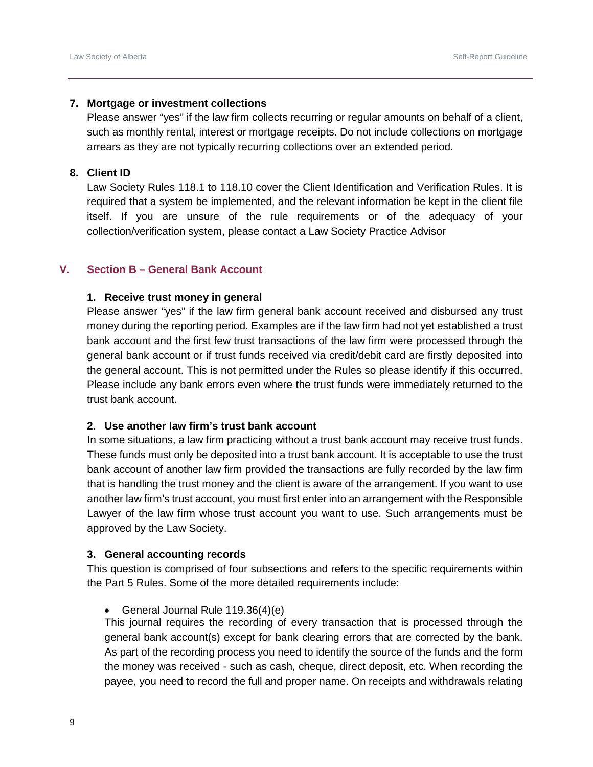**7. Mortgage or investment collections**

Please answer "yes" if the law firm collects recurring or regular amounts on behalf of a client, such as monthly rental, interest or mortgage receipts. Do not include collections on mortgage arrears as they are not typically recurring collections over an extended period.

**8. Client ID**

Law Society Rules 118.1 to 118.10 cover the Client Identification and Verification Rules. It is required that a system be implemented, and the relevant information be kept in the client file itself. If you are unsure of the rule requirements or of the adequacy of your collection/verification system, please contact a Law Society Practice Advisor

## V. Section B – General Bank Account

**1. Receive trust money in general**

Please answer "yes" if the law firm general bank account received and disbursed any trust money during the reporting period. Examples are if the law firm had not yet established a trust bank account and the first few trust transactions of the law firm were processed through the general bank account or if trust funds received via credit/debit card are firstly deposited into the general account. This is not permitted under the Rules so please identify if this occurred. Please include any bank errors even where the trust funds were immediately returned to the trust bank account.

**2. Use another law firm's trust bank account**

In some situations, a law firm practicing without a trust bank account may receive trust funds. These funds must only be deposited into a trust bank account. It is acceptable to use the trust bank account of another law firm provided the transactions are fully recorded by the law firm that is handling the trust money and the client is aware of the arrangement. If you want to use another law firm's trust account, you must first enter into an arrangement with the Responsible Lawyer of the law firm whose trust account you want to use. Such arrangements must be approved by the Law Society.

**3. General accounting records**

This question is comprised of four subsections and refers to the specific requirements within the Part 5 Rules. Some of the more detailed requirements include:

- General Journal Rule 119.36(4)(e)

This journal requires the recording of every transaction that is processed through the general bank account(s) except for bank clearing errors that are corrected by the bank. As part of the recording process you need to identify the source of the funds and the form the money was received - such as cash, cheque, direct deposit, etc. When recording the payee, you need to record the full and proper name. On receipts and withdrawals relating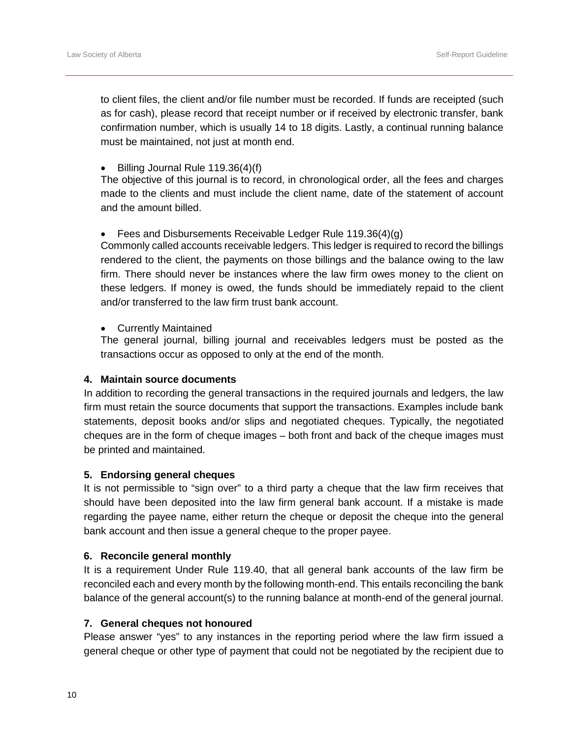to client files, the client and/or file number must be recorded. If funds are receipted (such as for cash), please record that receipt number or if received by electronic transfer, bank confirmation number, which is usually 14 to 18 digits. Lastly, a continual running balance must be maintained, not just at month end.

- Billing Journal Rule 119.36(4)(f)

The objective of this journal is to record, in chronological order, all the fees and charges made to the clients and must include the client name, date of the statement of account and the amount billed.

- Fees and Disbursements Receivable Ledger Rule 119.36(4)(g)

Commonly called accounts receivable ledgers. This ledger is required to record the billings rendered to the client, the payments on those billings and the balance owing to the law firm. There should never be instances where the law firm owes money to the client on these ledgers. If money is owed, the funds should be immediately repaid to the client and/or transferred to the law firm trust bank account.

- Currently Maintained

The general journal, billing journal and receivables ledgers must be posted as the transactions occur as opposed to only at the end of the month.

**4. Maintain source documents**

In addition to recording the general transactions in the required journals and ledgers, the law firm must retain the source documents that support the transactions. Examples include bank statements, deposit books and/or slips and negotiated cheques. Typically, the negotiated cheques are in the form of cheque images – both front and back of the cheque images must be printed and maintained.

**5. Endorsing general cheques**

It is not permissible to "sign over" to a third party a cheque that the law firm receives that should have been deposited into the law firm general bank account. If a mistake is made regarding the payee name, either return the cheque or deposit the cheque into the general bank account and then issue a general cheque to the proper payee.

**6. Reconcile general monthly**

It is a requirement Under Rule 119.40, that all general bank accounts of the law firm be reconciled each and every month by the following month-end. This entails reconciling the bank balance of the general account(s) to the running balance at month-end of the general journal.

**7. General cheques not honoured**

Please answer "yes" to any instances in the reporting period where the law firm issued a general cheque or other type of payment that could not be negotiated by the recipient due to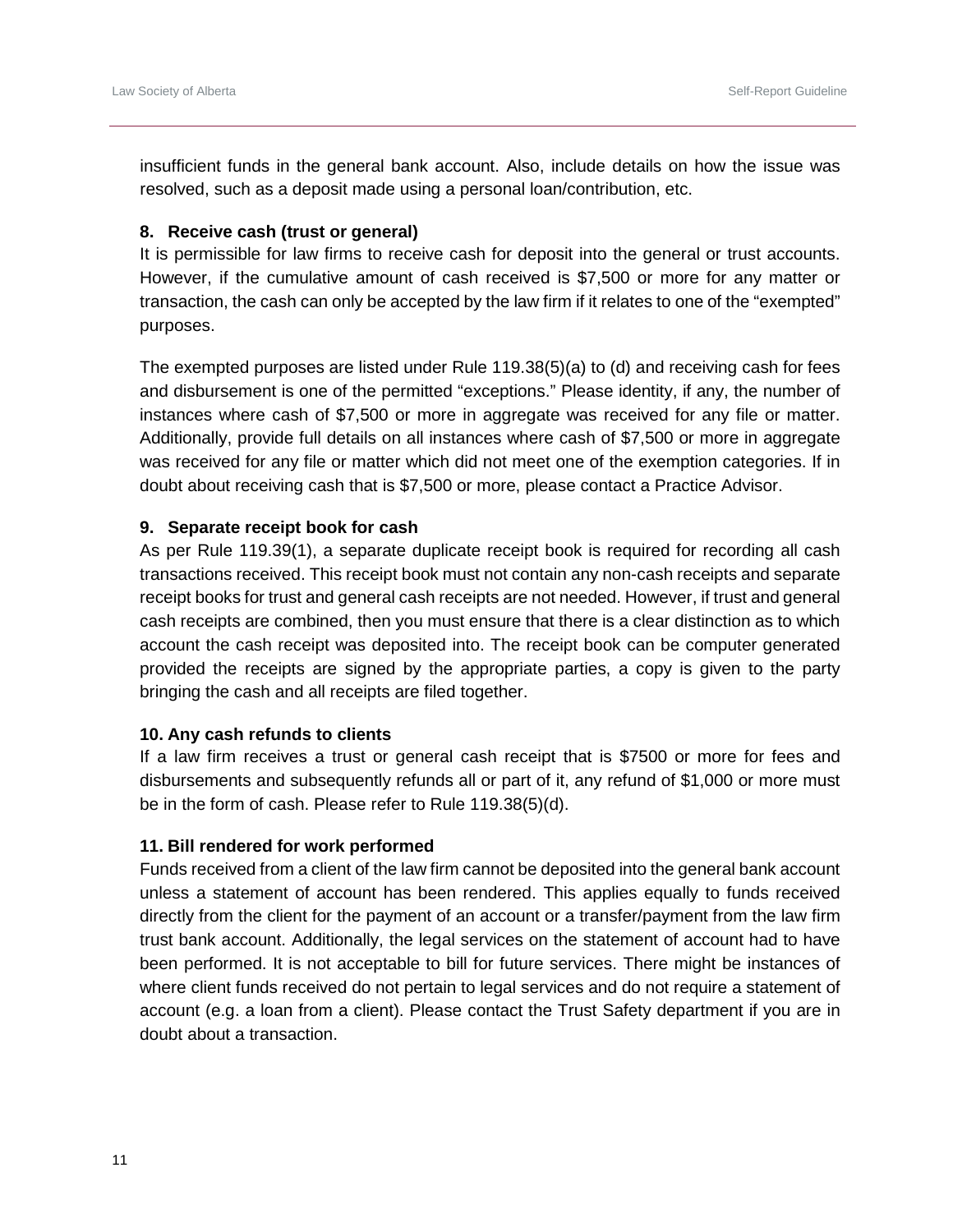insufficient funds in the general bank account. Also, include details on how the issue was resolved, such as a deposit made using a personal loan/contribution, etc.

**8. Receive cash (trust or general)**

It is permissible for law firms to receive cash for deposit into the general or trust accounts. However, if the cumulative amount of cash received is $7,500 or more for any matter or transaction, the cash can only be accepted by the law firm if it relates to one of the "exempted" purposes.

The exempted purposes are listed under Rule 119.38(5)(a) to (d) and receiving cash for fees and disbursement is one of the permitted "exceptions." Please identity, if any, the number of instances where cash of $7,500 or more in aggregate was received for any file or matter. Additionally, provide full details on all instances where cash of $7,500 or more in aggregate was received for any file or matter which did not meet one of the exemption categories. If in doubt about receiving cash that is $7,500 or more, please contact a Practice Advisor.

**9. Separate receipt book for cash**

As per Rule 119.39(1), a separate duplicate receipt book is required for recording all cash transactions received. This receipt book must not contain any non-cash receipts and separate receipt books for trust and general cash receipts are not needed. However, if trust and general cash receipts are combined, then you must ensure that there is a clear distinction as to which account the cash receipt was deposited into. The receipt book can be computer generated provided the receipts are signed by the appropriate parties, a copy is given to the party bringing the cash and all receipts are filed together.

**10. Any cash refunds to clients**

If a law firm receives a trust or general cash receipt that is $7500 or more for fees and disbursements and subsequently refunds all or part of it, any refund of $1,000 or more must be in the form of cash. Please refer to Rule 119.38(5)(d).

**11. Bill rendered for work performed**

Funds received from a client of the law firm cannot be deposited into the general bank account unless a statement of account has been rendered. This applies equally to funds received directly from the client for the payment of an account or a transfer/payment from the law firm trust bank account. Additionally, the legal services on the statement of account had to have been performed. It is not acceptable to bill for future services. There might be instances of where client funds received do not pertain to legal services and do not require a statement of account (e.g. a loan from a client). Please contact the Trust Safety department if you are in doubt about a transaction.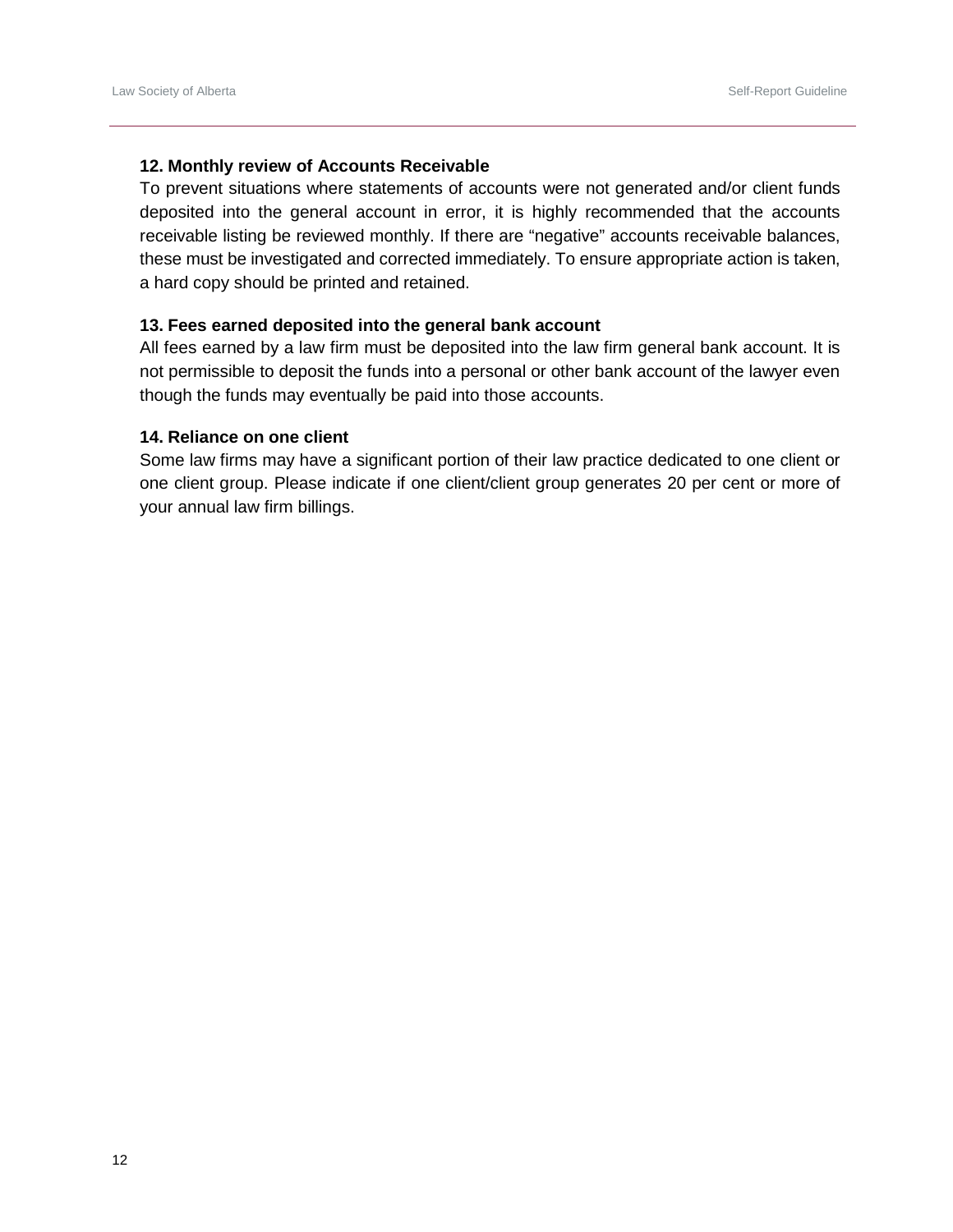**12. Monthly review of Accounts Receivable**

To prevent situations where statements of accounts were not generated and/or client funds deposited into the general account in error, it is highly recommended that the accounts receivable listing be reviewed monthly. If there are "negative" accounts receivable balances, these must be investigated and corrected immediately. To ensure appropriate action is taken, a hard copy should be printed and retained.

**13. Fees earned deposited into the general bank account**

All fees earned by a law firm must be deposited into the law firm general bank account. It is not permissible to deposit the funds into a personal or other bank account of the lawyer even though the funds may eventually be paid into those accounts.

**14. Reliance on one client**

Some law firms may have a significant portion of their law practice dedicated to one client or one client group. Please indicate if one client/client group generates 20 per cent or more of your annual law firm billings.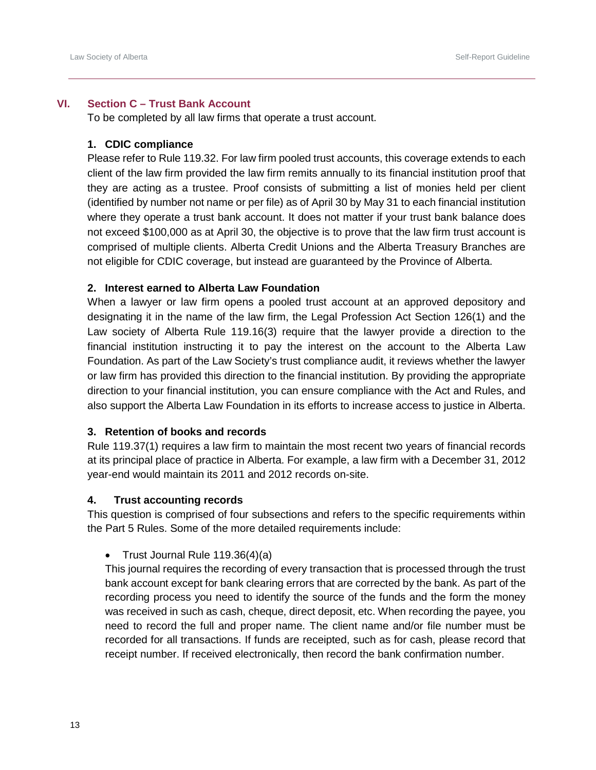## VI. Section C – Trust Bank Account

To be completed by all law firms that operate a trust account.

### 1. CDIC compliance

Please refer to Rule 119.32. For law firm pooled trust accounts, this coverage extends to each client of the law firm provided the law firm remits annually to its financial institution proof that they are acting as a trustee. Proof consists of submitting a list of monies held per client (identified by number not name or per file) as of April 30 by May 31 to each financial institution where they operate a trust bank account. It does not matter if your trust bank balance does not exceed $100,000 as at April 30, the objective is to prove that the law firm trust account is comprised of multiple clients. Alberta Credit Unions and the Alberta Treasury Branches are not eligible for CDIC coverage, but instead are guaranteed by the Province of Alberta.

### 2. Interest earned to Alberta Law Foundation

When a lawyer or law firm opens a pooled trust account at an approved depository and designating it in the name of the law firm, the Legal Profession Act Section 126(1) and the Law society of Alberta Rule 119.16(3) require that the lawyer provide a direction to the financial institution instructing it to pay the interest on the account to the Alberta Law Foundation. As part of the Law Society's trust compliance audit, it reviews whether the lawyer or law firm has provided this direction to the financial institution. By providing the appropriate direction to your financial institution, you can ensure compliance with the Act and Rules, and also support the Alberta Law Foundation in its efforts to increase access to justice in Alberta.

### 3. Retention of books and records

Rule 119.37(1) requires a law firm to maintain the most recent two years of financial records at its principal place of practice in Alberta. For example, a law firm with a December 31, 2012 year-end would maintain its 2011 and 2012 records on-site.

### 4. Trust accounting records

This question is comprised of four subsections and refers to the specific requirements within the Part 5 Rules. Some of the more detailed requirements include:

- Trust Journal Rule 119.36(4)(a)

  This journal requires the recording of every transaction that is processed through the trust bank account except for bank clearing errors that are corrected by the bank. As part of the recording process you need to identify the source of the funds and the form the money was received in such as cash, cheque, direct deposit, etc. When recording the payee, you need to record the full and proper name. The client name and/or file number must be recorded for all transactions. If funds are receipted, such as for cash, please record that receipt number. If received electronically, then record the bank confirmation number.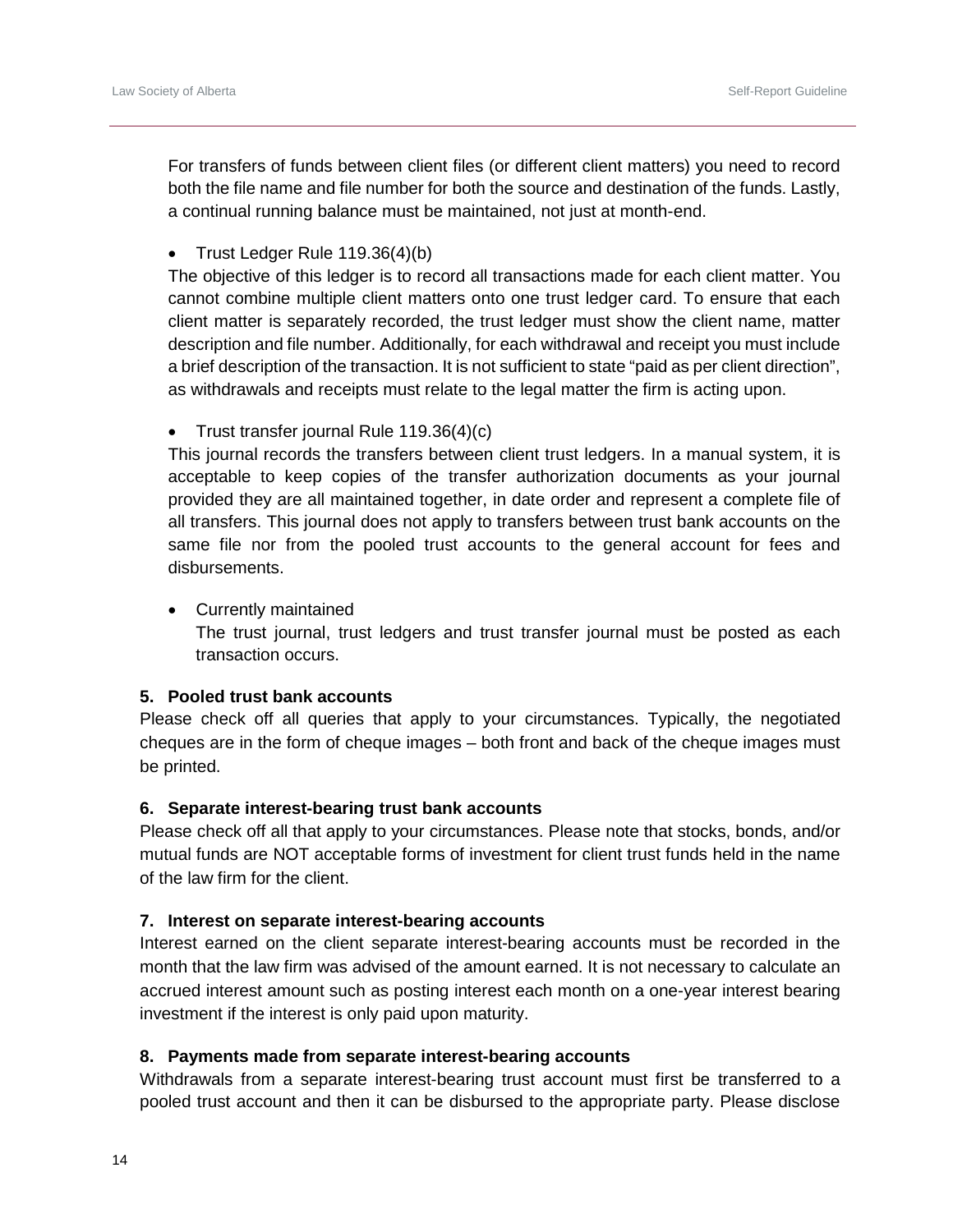For transfers of funds between client files (or different client matters) you need to record both the file name and file number for both the source and destination of the funds. Lastly, a continual running balance must be maintained, not just at month-end.

- Trust Ledger Rule 119.36(4)(b)

The objective of this ledger is to record all transactions made for each client matter. You cannot combine multiple client matters onto one trust ledger card. To ensure that each client matter is separately recorded, the trust ledger must show the client name, matter description and file number. Additionally, for each withdrawal and receipt you must include a brief description of the transaction. It is not sufficient to state "paid as per client direction", as withdrawals and receipts must relate to the legal matter the firm is acting upon.

- Trust transfer journal Rule 119.36(4)(c)

This journal records the transfers between client trust ledgers. In a manual system, it is acceptable to keep copies of the transfer authorization documents as your journal provided they are all maintained together, in date order and represent a complete file of all transfers. This journal does not apply to transfers between trust bank accounts on the same file nor from the pooled trust accounts to the general account for fees and disbursements.

- Currently maintained

  The trust journal, trust ledgers and trust transfer journal must be posted as each transaction occurs.

**5. Pooled trust bank accounts**

Please check off all queries that apply to your circumstances. Typically, the negotiated cheques are in the form of cheque images – both front and back of the cheque images must be printed.

**6. Separate interest-bearing trust bank accounts**

Please check off all that apply to your circumstances. Please note that stocks, bonds, and/or mutual funds are NOT acceptable forms of investment for client trust funds held in the name of the law firm for the client.

**7. Interest on separate interest-bearing accounts**

Interest earned on the client separate interest-bearing accounts must be recorded in the month that the law firm was advised of the amount earned. It is not necessary to calculate an accrued interest amount such as posting interest each month on a one-year interest bearing investment if the interest is only paid upon maturity.

**8. Payments made from separate interest-bearing accounts**

Withdrawals from a separate interest-bearing trust account must first be transferred to a pooled trust account and then it can be disbursed to the appropriate party. Please disclose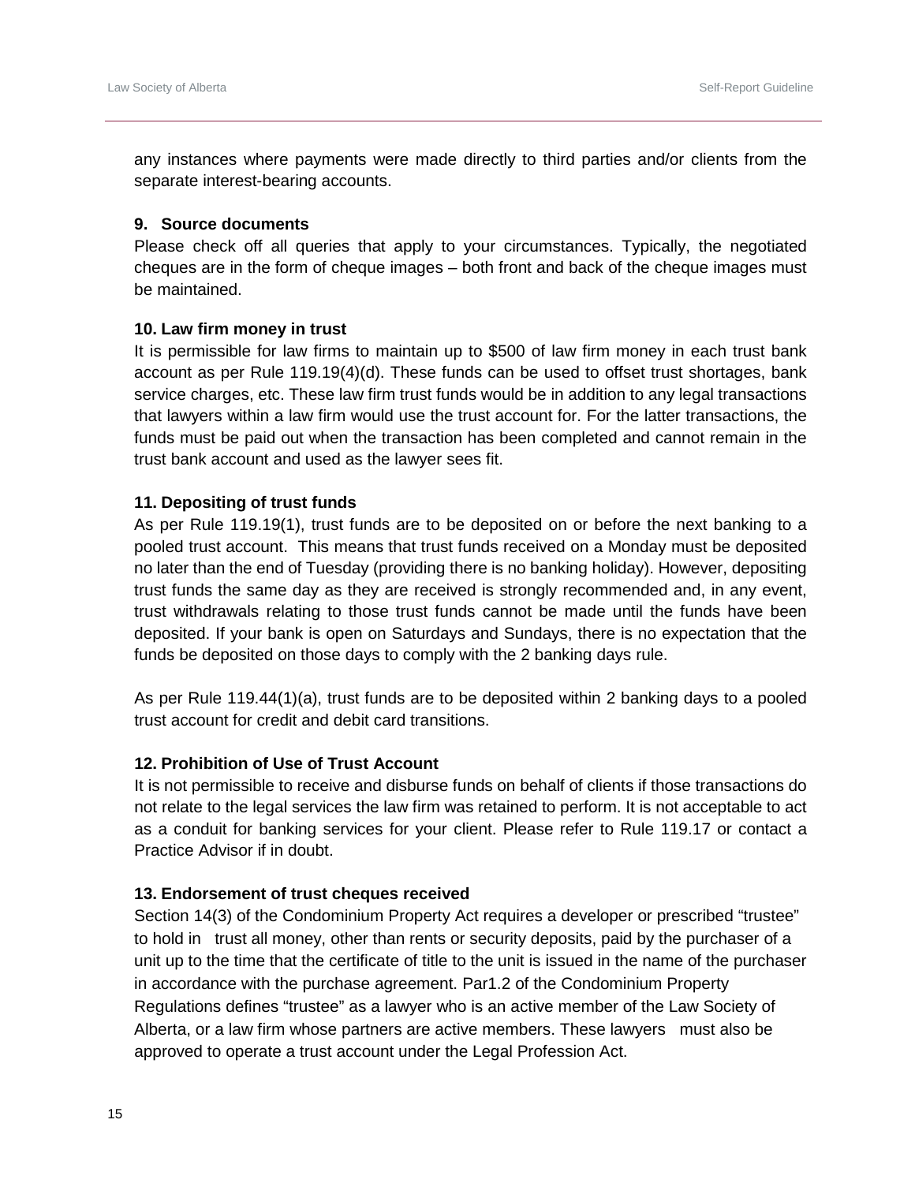any instances where payments were made directly to third parties and/or clients from the separate interest-bearing accounts.

**9. Source documents**

Please check off all queries that apply to your circumstances. Typically, the negotiated cheques are in the form of cheque images – both front and back of the cheque images must be maintained.

**10. Law firm money in trust**

It is permissible for law firms to maintain up to $500 of law firm money in each trust bank account as per Rule 119.19(4)(d). These funds can be used to offset trust shortages, bank service charges, etc. These law firm trust funds would be in addition to any legal transactions that lawyers within a law firm would use the trust account for. For the latter transactions, the funds must be paid out when the transaction has been completed and cannot remain in the trust bank account and used as the lawyer sees fit.

**11. Depositing of trust funds**

As per Rule 119.19(1), trust funds are to be deposited on or before the next banking to a pooled trust account. This means that trust funds received on a Monday must be deposited no later than the end of Tuesday (providing there is no banking holiday). However, depositing trust funds the same day as they are received is strongly recommended and, in any event, trust withdrawals relating to those trust funds cannot be made until the funds have been deposited. If your bank is open on Saturdays and Sundays, there is no expectation that the funds be deposited on those days to comply with the 2 banking days rule.

As per Rule 119.44(1)(a), trust funds are to be deposited within 2 banking days to a pooled trust account for credit and debit card transitions.

**12. Prohibition of Use of Trust Account**

It is not permissible to receive and disburse funds on behalf of clients if those transactions do not relate to the legal services the law firm was retained to perform. It is not acceptable to act as a conduit for banking services for your client. Please refer to Rule 119.17 or contact a Practice Advisor if in doubt.

**13. Endorsement of trust cheques received**

Section 14(3) of the Condominium Property Act requires a developer or prescribed "trustee" to hold in trust all money, other than rents or security deposits, paid by the purchaser of a unit up to the time that the certificate of title to the unit is issued in the name of the purchaser in accordance with the purchase agreement. Par1.2 of the Condominium Property Regulations defines "trustee" as a lawyer who is an active member of the Law Society of Alberta, or a law firm whose partners are active members. These lawyers must also be approved to operate a trust account under the Legal Profession Act.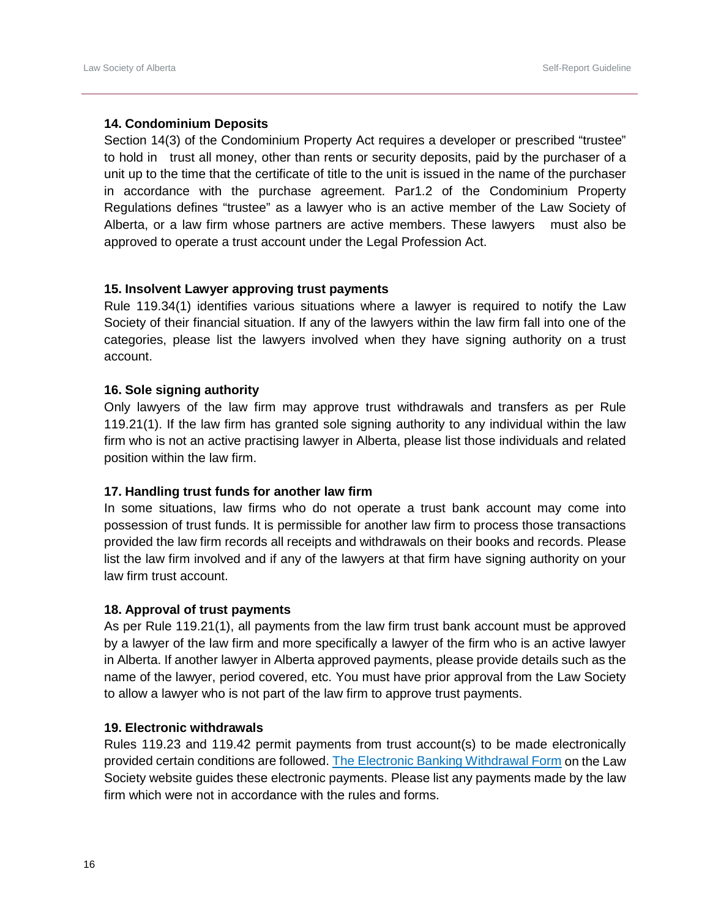### 14. Condominium Deposits

Section 14(3) of the Condominium Property Act requires a developer or prescribed "trustee" to hold in trust all money, other than rents or security deposits, paid by the purchaser of a unit up to the time that the certificate of title to the unit is issued in the name of the purchaser in accordance with the purchase agreement. Par1.2 of the Condominium Property Regulations defines "trustee" as a lawyer who is an active member of the Law Society of Alberta, or a law firm whose partners are active members. These lawyers must also be approved to operate a trust account under the Legal Profession Act.

### 15. Insolvent Lawyer approving trust payments

Rule 119.34(1) identifies various situations where a lawyer is required to notify the Law Society of their financial situation. If any of the lawyers within the law firm fall into one of the categories, please list the lawyers involved when they have signing authority on a trust account.

### 16. Sole signing authority

Only lawyers of the law firm may approve trust withdrawals and transfers as per Rule 119.21(1). If the law firm has granted sole signing authority to any individual within the law firm who is not an active practising lawyer in Alberta, please list those individuals and related position within the law firm.

### 17. Handling trust funds for another law firm

In some situations, law firms who do not operate a trust bank account may come into possession of trust funds. It is permissible for another law firm to process those transactions provided the law firm records all receipts and withdrawals on their books and records. Please list the law firm involved and if any of the lawyers at that firm have signing authority on your law firm trust account.

### 18. Approval of trust payments

As per Rule 119.21(1), all payments from the law firm trust bank account must be approved by a lawyer of the law firm and more specifically a lawyer of the firm who is an active lawyer in Alberta. If another lawyer in Alberta approved payments, please provide details such as the name of the lawyer, period covered, etc. You must have prior approval from the Law Society to allow a lawyer who is not part of the law firm to approve trust payments.

### 19. Electronic withdrawals

Rules 119.23 and 119.42 permit payments from trust account(s) to be made electronically provided certain conditions are followed. The Electronic Banking Withdrawal Form on the Law Society website guides these electronic payments. Please list any payments made by the law firm which were not in accordance with the rules and forms.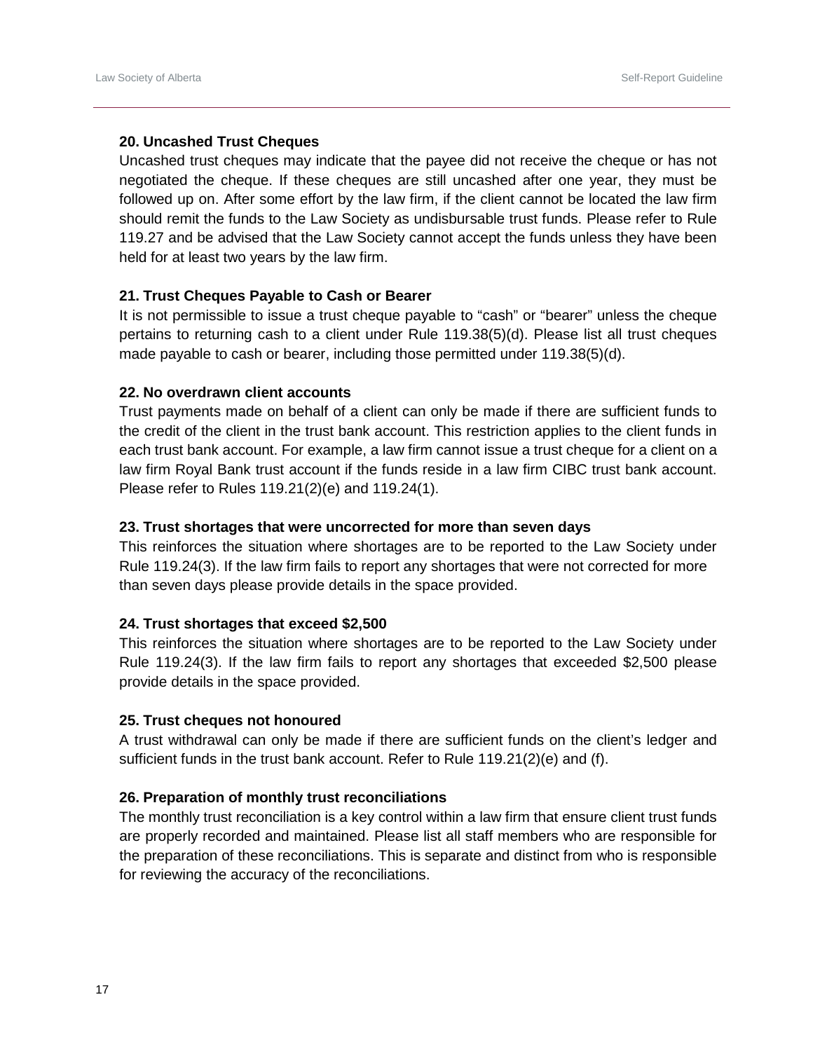**20. Uncashed Trust Cheques**

Uncashed trust cheques may indicate that the payee did not receive the cheque or has not negotiated the cheque. If these cheques are still uncashed after one year, they must be followed up on. After some effort by the law firm, if the client cannot be located the law firm should remit the funds to the Law Society as undisbursable trust funds. Please refer to Rule 119.27 and be advised that the Law Society cannot accept the funds unless they have been held for at least two years by the law firm.

**21. Trust Cheques Payable to Cash or Bearer**

It is not permissible to issue a trust cheque payable to "cash" or "bearer" unless the cheque pertains to returning cash to a client under Rule 119.38(5)(d). Please list all trust cheques made payable to cash or bearer, including those permitted under 119.38(5)(d).

**22. No overdrawn client accounts**

Trust payments made on behalf of a client can only be made if there are sufficient funds to the credit of the client in the trust bank account. This restriction applies to the client funds in each trust bank account. For example, a law firm cannot issue a trust cheque for a client on a law firm Royal Bank trust account if the funds reside in a law firm CIBC trust bank account. Please refer to Rules 119.21(2)(e) and 119.24(1).

**23. Trust shortages that were uncorrected for more than seven days**

This reinforces the situation where shortages are to be reported to the Law Society under Rule 119.24(3). If the law firm fails to report any shortages that were not corrected for more than seven days please provide details in the space provided.

**24. Trust shortages that exceed $2,500**

This reinforces the situation where shortages are to be reported to the Law Society under Rule 119.24(3). If the law firm fails to report any shortages that exceeded $2,500 please provide details in the space provided.

**25. Trust cheques not honoured**

A trust withdrawal can only be made if there are sufficient funds on the client's ledger and sufficient funds in the trust bank account. Refer to Rule 119.21(2)(e) and (f).

**26. Preparation of monthly trust reconciliations**

The monthly trust reconciliation is a key control within a law firm that ensure client trust funds are properly recorded and maintained. Please list all staff members who are responsible for the preparation of these reconciliations. This is separate and distinct from who is responsible for reviewing the accuracy of the reconciliations.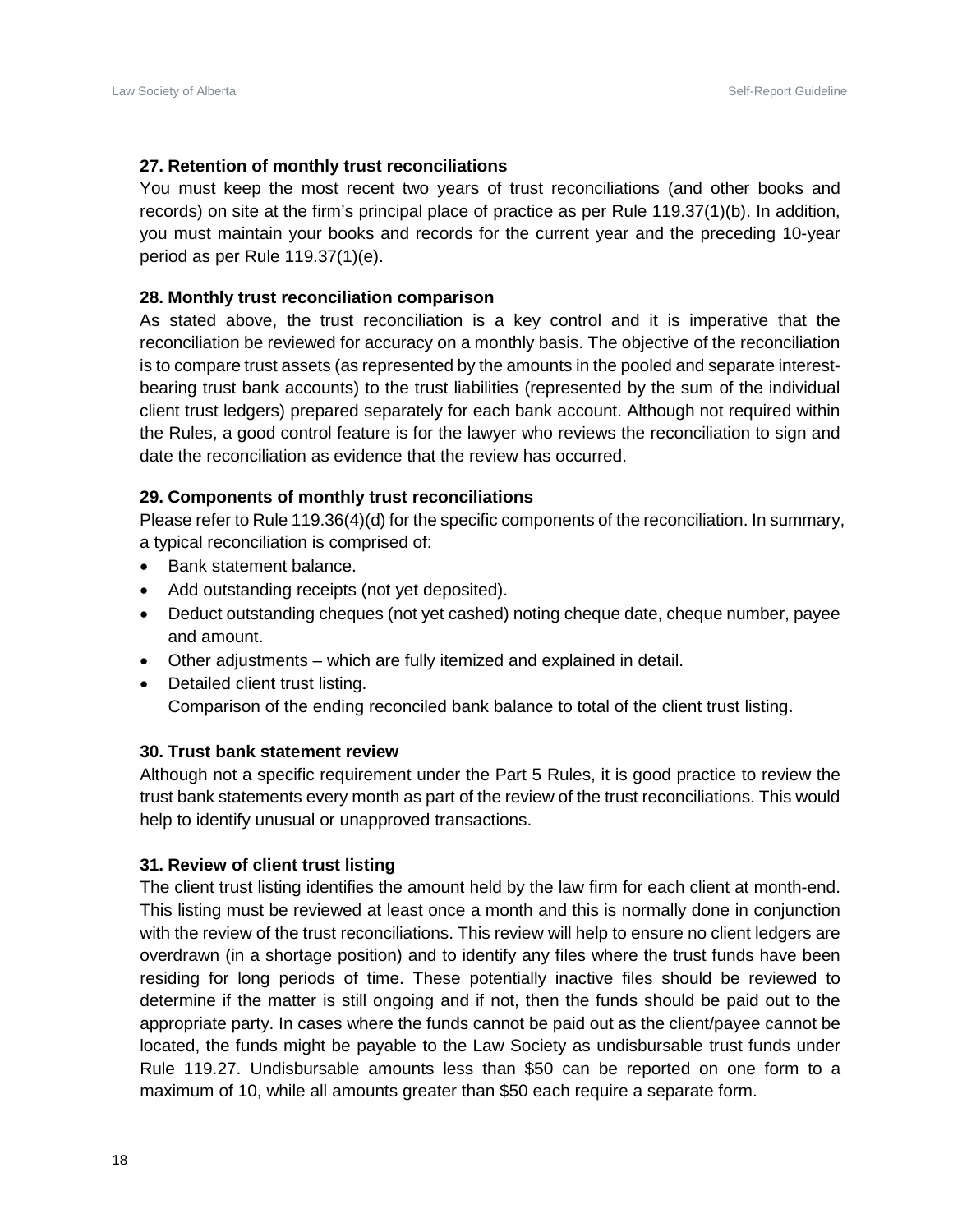**27. Retention of monthly trust reconciliations**

You must keep the most recent two years of trust reconciliations (and other books and records) on site at the firm's principal place of practice as per Rule 119.37(1)(b). In addition, you must maintain your books and records for the current year and the preceding 10-year period as per Rule 119.37(1)(e).

**28. Monthly trust reconciliation comparison**

As stated above, the trust reconciliation is a key control and it is imperative that the reconciliation be reviewed for accuracy on a monthly basis. The objective of the reconciliation is to compare trust assets (as represented by the amounts in the pooled and separate interest-bearing trust bank accounts) to the trust liabilities (represented by the sum of the individual client trust ledgers) prepared separately for each bank account. Although not required within the Rules, a good control feature is for the lawyer who reviews the reconciliation to sign and date the reconciliation as evidence that the review has occurred.

**29. Components of monthly trust reconciliations**

Please refer to Rule 119.36(4)(d) for the specific components of the reconciliation. In summary, a typical reconciliation is comprised of:

- Bank statement balance.
- Add outstanding receipts (not yet deposited).
- Deduct outstanding cheques (not yet cashed) noting cheque date, cheque number, payee and amount.
- Other adjustments – which are fully itemized and explained in detail.
- Detailed client trust listing.
  Comparison of the ending reconciled bank balance to total of the client trust listing.

**30. Trust bank statement review**

Although not a specific requirement under the Part 5 Rules, it is good practice to review the trust bank statements every month as part of the review of the trust reconciliations. This would help to identify unusual or unapproved transactions.

**31. Review of client trust listing**

The client trust listing identifies the amount held by the law firm for each client at month-end. This listing must be reviewed at least once a month and this is normally done in conjunction with the review of the trust reconciliations. This review will help to ensure no client ledgers are overdrawn (in a shortage position) and to identify any files where the trust funds have been residing for long periods of time. These potentially inactive files should be reviewed to determine if the matter is still ongoing and if not, then the funds should be paid out to the appropriate party. In cases where the funds cannot be paid out as the client/payee cannot be located, the funds might be payable to the Law Society as undisbursable trust funds under Rule 119.27. Undisbursable amounts less than $50 can be reported on one form to a maximum of 10, while all amounts greater than $50 each require a separate form.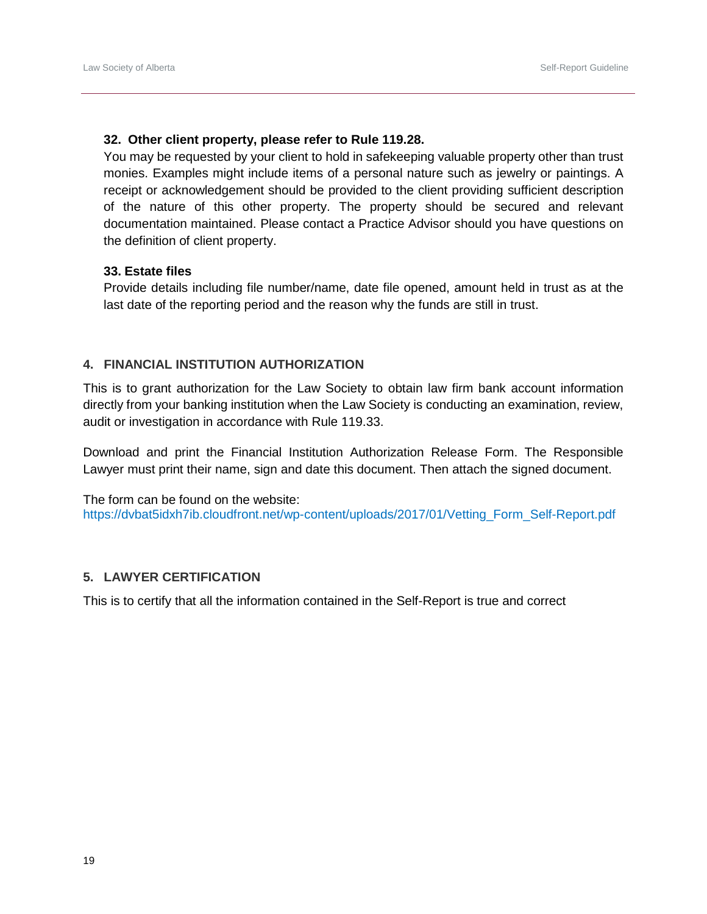**32. Other client property, please refer to Rule 119.28.**

You may be requested by your client to hold in safekeeping valuable property other than trust monies. Examples might include items of a personal nature such as jewelry or paintings. A receipt or acknowledgement should be provided to the client providing sufficient description of the nature of this other property. The property should be secured and relevant documentation maintained. Please contact a Practice Advisor should you have questions on the definition of client property.

**33. Estate files**

Provide details including file number/name, date file opened, amount held in trust as at the last date of the reporting period and the reason why the funds are still in trust.

## 4. FINANCIAL INSTITUTION AUTHORIZATION

This is to grant authorization for the Law Society to obtain law firm bank account information directly from your banking institution when the Law Society is conducting an examination, review, audit or investigation in accordance with Rule 119.33.

Download and print the Financial Institution Authorization Release Form. The Responsible Lawyer must print their name, sign and date this document. Then attach the signed document.

The form can be found on the website:
https://dvbat5idxh7ib.cloudfront.net/wp-content/uploads/2017/01/Vetting_Form_Self-Report.pdf

## 5. LAWYER CERTIFICATION

This is to certify that all the information contained in the Self-Report is true and correct